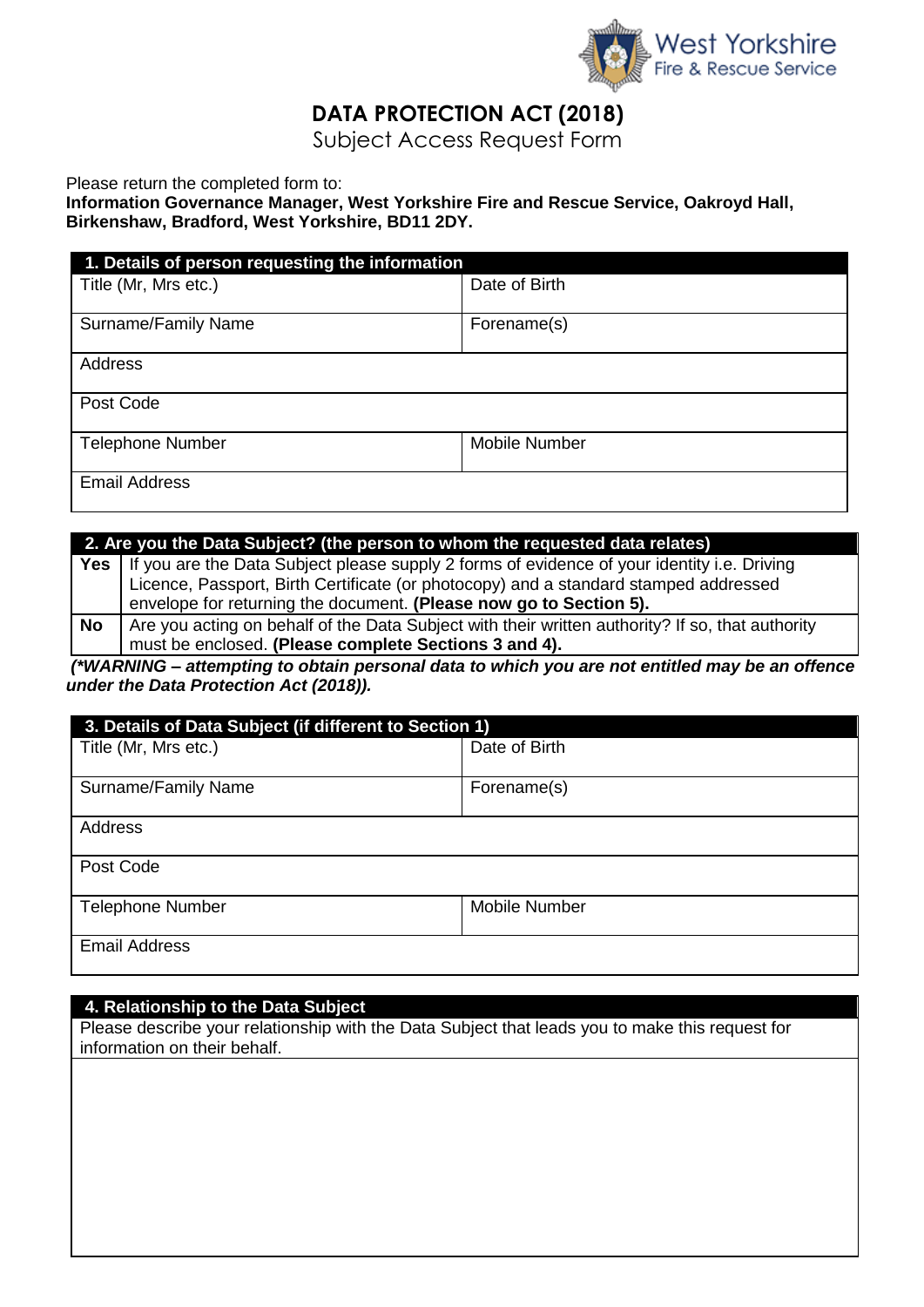West Yorkshire Fire & Rescue Service

# DATA PROTECTION ACT (2018)

## Subject Access Request Form

Please return the completed form to:
**Information Governance Manager, West Yorkshire Fire and Rescue Service, Oakroyd Hall, Birkenshaw, Bradford, West Yorkshire, BD11 2DY.**

| 1. Details of person requesting the information | |
|---|---|
| Title (Mr, Mrs etc.) | Date of Birth |
| Surname/Family Name | Forename(s) |
| Address | |
| Post Code | |
| Telephone Number | Mobile Number |
| Email Address | |

| 2. Are you the Data Subject? (the person to whom the requested data relates) | |
|---|---|
| **Yes** | If you are the Data Subject please supply 2 forms of evidence of your identity i.e. Driving Licence, Passport, Birth Certificate (or photocopy) and a standard stamped addressed envelope for returning the document. **(Please now go to Section 5).** |
| **No** | Are you acting on behalf of the Data Subject with their written authority? If so, that authority must be enclosed. **(Please complete Sections 3 and 4).** |

***(\*WARNING – attempting to obtain personal data to which you are not entitled may be an offence under the Data Protection Act (2018)).***

| 3. Details of Data Subject (if different to Section 1) | |
|---|---|
| Title (Mr, Mrs etc.) | Date of Birth |
| Surname/Family Name | Forename(s) |
| Address | |
| Post Code | |
| Telephone Number | Mobile Number |
| Email Address | |

| 4. Relationship to the Data Subject |
|---|
| Please describe your relationship with the Data Subject that leads you to make this request for information on their behalf. |
| |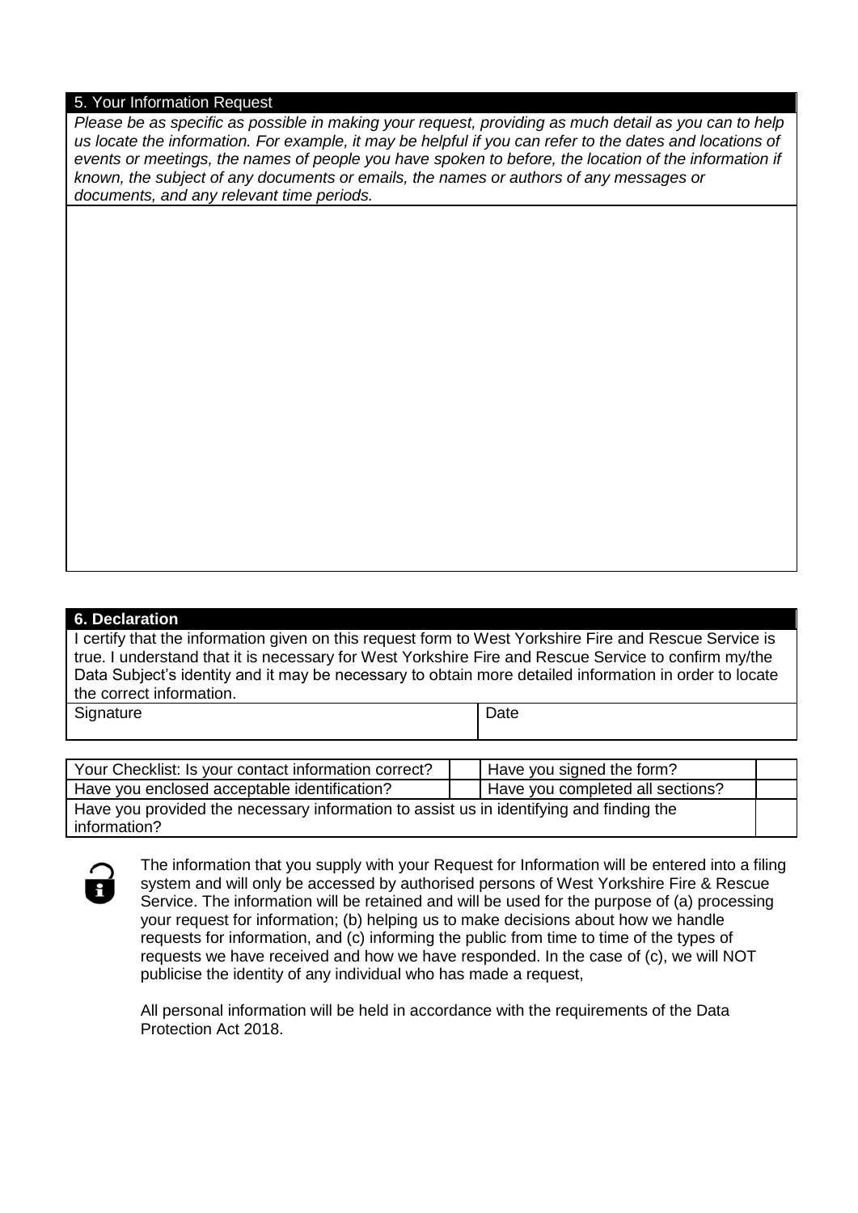## 5. Your Information Request

*Please be as specific as possible in making your request, providing as much detail as you can to help us locate the information. For example, it may be helpful if you can refer to the dates and locations of events or meetings, the names of people you have spoken to before, the location of the information if known, the subject of any documents or emails, the names or authors of any messages or documents, and any relevant time periods.*

## 6. Declaration

I certify that the information given on this request form to West Yorkshire Fire and Rescue Service is true. I understand that it is necessary for West Yorkshire Fire and Rescue Service to confirm my/the Data Subject's identity and it may be necessary to obtain more detailed information in order to locate the correct information.

| | |
|---|---|
| Signature | Date |

| | | | |
|---|---|---|---|
| Your Checklist: Is your contact information correct? | | Have you signed the form? | |
| Have you enclosed acceptable identification? | | Have you completed all sections? | |
| Have you provided the necessary information to assist us in identifying and finding the information? | | | |

The information that you supply with your Request for Information will be entered into a filing system and will only be accessed by authorised persons of West Yorkshire Fire & Rescue Service. The information will be retained and will be used for the purpose of (a) processing your request for information; (b) helping us to make decisions about how we handle requests for information, and (c) informing the public from time to time of the types of requests we have received and how we have responded. In the case of (c), we will NOT publicise the identity of any individual who has made a request,

All personal information will be held in accordance with the requirements of the Data Protection Act 2018.